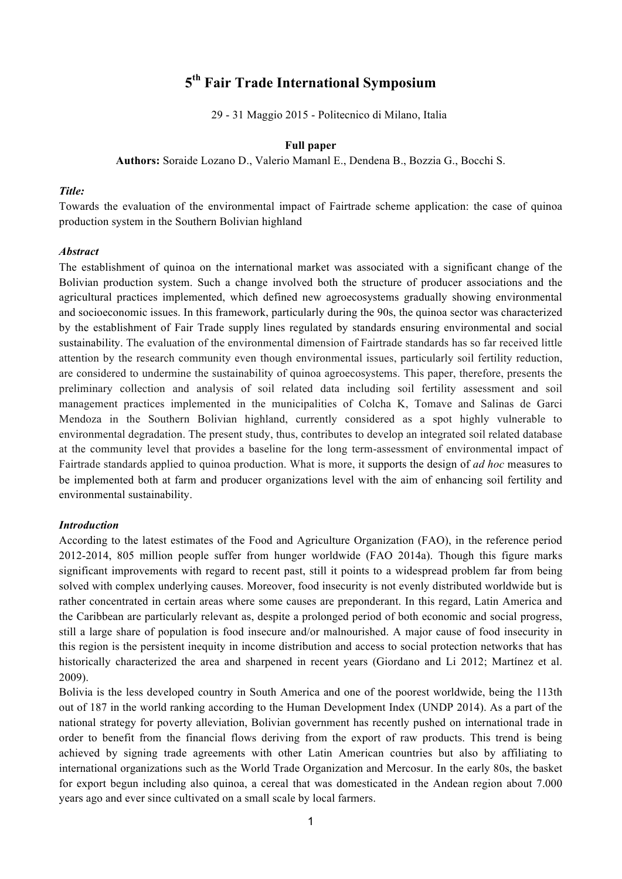# 5th Fair Trade International Symposium

29 - 31 Maggio 2015 - Politecnico di Milano, Italia

**Full paper**

**Authors:** Soraide Lozano D., Valerio Mamanl E., Dendena B., Bozzia G., Bocchi S.

***Title:***

Towards the evaluation of the environmental impact of Fairtrade scheme application: the case of quinoa production system in the Southern Bolivian highland

***Abstract***

The establishment of quinoa on the international market was associated with a significant change of the Bolivian production system. Such a change involved both the structure of producer associations and the agricultural practices implemented, which defined new agroecosystems gradually showing environmental and socioeconomic issues. In this framework, particularly during the 90s, the quinoa sector was characterized by the establishment of Fair Trade supply lines regulated by standards ensuring environmental and social sustainability. The evaluation of the environmental dimension of Fairtrade standards has so far received little attention by the research community even though environmental issues, particularly soil fertility reduction, are considered to undermine the sustainability of quinoa agroecosystems. This paper, therefore, presents the preliminary collection and analysis of soil related data including soil fertility assessment and soil management practices implemented in the municipalities of Colcha K, Tomave and Salinas de Garci Mendoza in the Southern Bolivian highland, currently considered as a spot highly vulnerable to environmental degradation. The present study, thus, contributes to develop an integrated soil related database at the community level that provides a baseline for the long term-assessment of environmental impact of Fairtrade standards applied to quinoa production. What is more, it supports the design of *ad hoc* measures to be implemented both at farm and producer organizations level with the aim of enhancing soil fertility and environmental sustainability.

***Introduction***

According to the latest estimates of the Food and Agriculture Organization (FAO), in the reference period 2012-2014, 805 million people suffer from hunger worldwide (FAO 2014a). Though this figure marks significant improvements with regard to recent past, still it points to a widespread problem far from being solved with complex underlying causes. Moreover, food insecurity is not evenly distributed worldwide but is rather concentrated in certain areas where some causes are preponderant. In this regard, Latin America and the Caribbean are particularly relevant as, despite a prolonged period of both economic and social progress, still a large share of population is food insecure and/or malnourished. A major cause of food insecurity in this region is the persistent inequity in income distribution and access to social protection networks that has historically characterized the area and sharpened in recent years (Giordano and Li 2012; Martínez et al. 2009).

Bolivia is the less developed country in South America and one of the poorest worldwide, being the 113th out of 187 in the world ranking according to the Human Development Index (UNDP 2014). As a part of the national strategy for poverty alleviation, Bolivian government has recently pushed on international trade in order to benefit from the financial flows deriving from the export of raw products. This trend is being achieved by signing trade agreements with other Latin American countries but also by affiliating to international organizations such as the World Trade Organization and Mercosur. In the early 80s, the basket for export begun including also quinoa, a cereal that was domesticated in the Andean region about 7.000 years ago and ever since cultivated on a small scale by local farmers.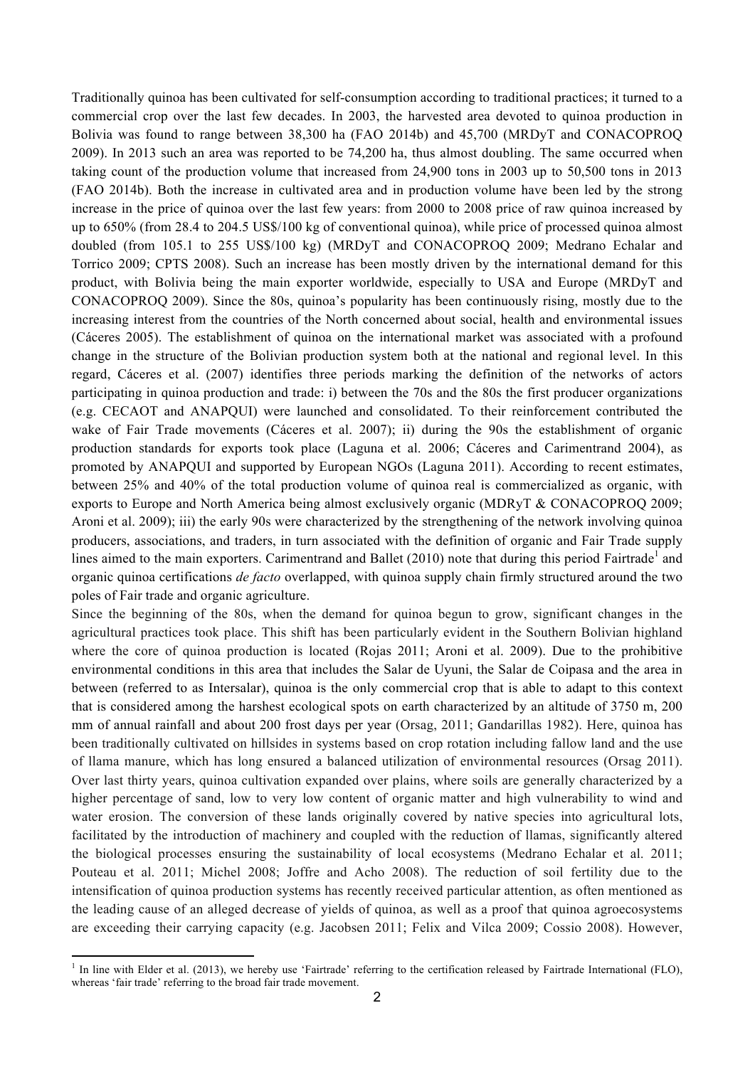Traditionally quinoa has been cultivated for self-consumption according to traditional practices; it turned to a commercial crop over the last few decades. In 2003, the harvested area devoted to quinoa production in Bolivia was found to range between 38,300 ha (FAO 2014b) and 45,700 (MRDyT and CONACOPROQ 2009). In 2013 such an area was reported to be 74,200 ha, thus almost doubling. The same occurred when taking count of the production volume that increased from 24,900 tons in 2003 up to 50,500 tons in 2013 (FAO 2014b). Both the increase in cultivated area and in production volume have been led by the strong increase in the price of quinoa over the last few years: from 2000 to 2008 price of raw quinoa increased by up to 650% (from 28.4 to 204.5 US$/100 kg of conventional quinoa), while price of processed quinoa almost doubled (from 105.1 to 255 US$/100 kg) (MRDyT and CONACOPROQ 2009; Medrano Echalar and Torrico 2009; CPTS 2008). Such an increase has been mostly driven by the international demand for this product, with Bolivia being the main exporter worldwide, especially to USA and Europe (MRDyT and CONACOPROQ 2009). Since the 80s, quinoa's popularity has been continuously rising, mostly due to the increasing interest from the countries of the North concerned about social, health and environmental issues (Cáceres 2005). The establishment of quinoa on the international market was associated with a profound change in the structure of the Bolivian production system both at the national and regional level. In this regard, Cáceres et al. (2007) identifies three periods marking the definition of the networks of actors participating in quinoa production and trade: i) between the 70s and the 80s the first producer organizations (e.g. CECAOT and ANAPQUI) were launched and consolidated. To their reinforcement contributed the wake of Fair Trade movements (Cáceres et al. 2007); ii) during the 90s the establishment of organic production standards for exports took place (Laguna et al. 2006; Cáceres and Carimentrand 2004), as promoted by ANAPQUI and supported by European NGOs (Laguna 2011). According to recent estimates, between 25% and 40% of the total production volume of quinoa real is commercialized as organic, with exports to Europe and North America being almost exclusively organic (MDRyT & CONACOPROQ 2009; Aroni et al. 2009); iii) the early 90s were characterized by the strengthening of the network involving quinoa producers, associations, and traders, in turn associated with the definition of organic and Fair Trade supply lines aimed to the main exporters. Carimentrand and Ballet (2010) note that during this period Fairtrade[1] and organic quinoa certifications *de facto* overlapped, with quinoa supply chain firmly structured around the two poles of Fair trade and organic agriculture.

Since the beginning of the 80s, when the demand for quinoa begun to grow, significant changes in the agricultural practices took place. This shift has been particularly evident in the Southern Bolivian highland where the core of quinoa production is located (Rojas 2011; Aroni et al. 2009). Due to the prohibitive environmental conditions in this area that includes the Salar de Uyuni, the Salar de Coipasa and the area in between (referred to as Intersalar), quinoa is the only commercial crop that is able to adapt to this context that is considered among the harshest ecological spots on earth characterized by an altitude of 3750 m, 200 mm of annual rainfall and about 200 frost days per year (Orsag, 2011; Gandarillas 1982). Here, quinoa has been traditionally cultivated on hillsides in systems based on crop rotation including fallow land and the use of llama manure, which has long ensured a balanced utilization of environmental resources (Orsag 2011). Over last thirty years, quinoa cultivation expanded over plains, where soils are generally characterized by a higher percentage of sand, low to very low content of organic matter and high vulnerability to wind and water erosion. The conversion of these lands originally covered by native species into agricultural lots, facilitated by the introduction of machinery and coupled with the reduction of llamas, significantly altered the biological processes ensuring the sustainability of local ecosystems (Medrano Echalar et al. 2011; Pouteau et al. 2011; Michel 2008; Joffre and Acho 2008). The reduction of soil fertility due to the intensification of quinoa production systems has recently received particular attention, as often mentioned as the leading cause of an alleged decrease of yields of quinoa, as well as a proof that quinoa agroecosystems are exceeding their carrying capacity (e.g. Jacobsen 2011; Felix and Vilca 2009; Cossio 2008). However,

[1] In line with Elder et al. (2013), we hereby use 'Fairtrade' referring to the certification released by Fairtrade International (FLO), whereas 'fair trade' referring to the broad fair trade movement.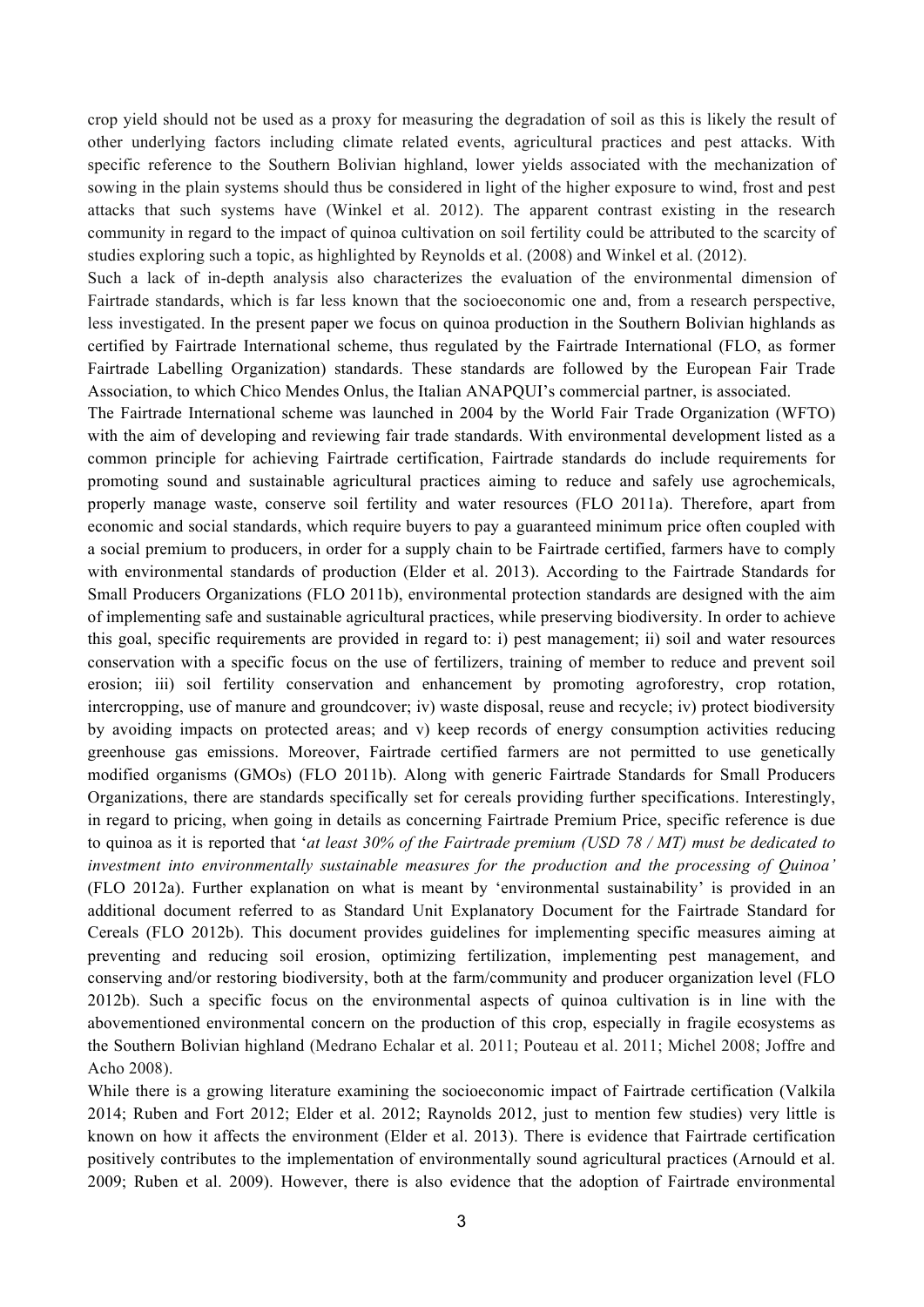crop yield should not be used as a proxy for measuring the degradation of soil as this is likely the result of other underlying factors including climate related events, agricultural practices and pest attacks. With specific reference to the Southern Bolivian highland, lower yields associated with the mechanization of sowing in the plain systems should thus be considered in light of the higher exposure to wind, frost and pest attacks that such systems have (Winkel et al. 2012). The apparent contrast existing in the research community in regard to the impact of quinoa cultivation on soil fertility could be attributed to the scarcity of studies exploring such a topic, as highlighted by Reynolds et al. (2008) and Winkel et al. (2012).

Such a lack of in-depth analysis also characterizes the evaluation of the environmental dimension of Fairtrade standards, which is far less known that the socioeconomic one and, from a research perspective, less investigated. In the present paper we focus on quinoa production in the Southern Bolivian highlands as certified by Fairtrade International scheme, thus regulated by the Fairtrade International (FLO, as former Fairtrade Labelling Organization) standards. These standards are followed by the European Fair Trade Association, to which Chico Mendes Onlus, the Italian ANAPQUI's commercial partner, is associated.

The Fairtrade International scheme was launched in 2004 by the World Fair Trade Organization (WFTO) with the aim of developing and reviewing fair trade standards. With environmental development listed as a common principle for achieving Fairtrade certification, Fairtrade standards do include requirements for promoting sound and sustainable agricultural practices aiming to reduce and safely use agrochemicals, properly manage waste, conserve soil fertility and water resources (FLO 2011a). Therefore, apart from economic and social standards, which require buyers to pay a guaranteed minimum price often coupled with a social premium to producers, in order for a supply chain to be Fairtrade certified, farmers have to comply with environmental standards of production (Elder et al. 2013). According to the Fairtrade Standards for Small Producers Organizations (FLO 2011b), environmental protection standards are designed with the aim of implementing safe and sustainable agricultural practices, while preserving biodiversity. In order to achieve this goal, specific requirements are provided in regard to: i) pest management; ii) soil and water resources conservation with a specific focus on the use of fertilizers, training of member to reduce and prevent soil erosion; iii) soil fertility conservation and enhancement by promoting agroforestry, crop rotation, intercropping, use of manure and groundcover; iv) waste disposal, reuse and recycle; iv) protect biodiversity by avoiding impacts on protected areas; and v) keep records of energy consumption activities reducing greenhouse gas emissions. Moreover, Fairtrade certified farmers are not permitted to use genetically modified organisms (GMOs) (FLO 2011b). Along with generic Fairtrade Standards for Small Producers Organizations, there are standards specifically set for cereals providing further specifications. Interestingly, in regard to pricing, when going in details as concerning Fairtrade Premium Price, specific reference is due to quinoa as it is reported that '*at least 30% of the Fairtrade premium (USD 78 / MT) must be dedicated to investment into environmentally sustainable measures for the production and the processing of Quinoa'* (FLO 2012a). Further explanation on what is meant by 'environmental sustainability' is provided in an additional document referred to as Standard Unit Explanatory Document for the Fairtrade Standard for Cereals (FLO 2012b). This document provides guidelines for implementing specific measures aiming at preventing and reducing soil erosion, optimizing fertilization, implementing pest management, and conserving and/or restoring biodiversity, both at the farm/community and producer organization level (FLO 2012b). Such a specific focus on the environmental aspects of quinoa cultivation is in line with the abovementioned environmental concern on the production of this crop, especially in fragile ecosystems as the Southern Bolivian highland (Medrano Echalar et al. 2011; Pouteau et al. 2011; Michel 2008; Joffre and Acho 2008).

While there is a growing literature examining the socioeconomic impact of Fairtrade certification (Valkila 2014; Ruben and Fort 2012; Elder et al. 2012; Raynolds 2012, just to mention few studies) very little is known on how it affects the environment (Elder et al. 2013). There is evidence that Fairtrade certification positively contributes to the implementation of environmentally sound agricultural practices (Arnould et al. 2009; Ruben et al. 2009). However, there is also evidence that the adoption of Fairtrade environmental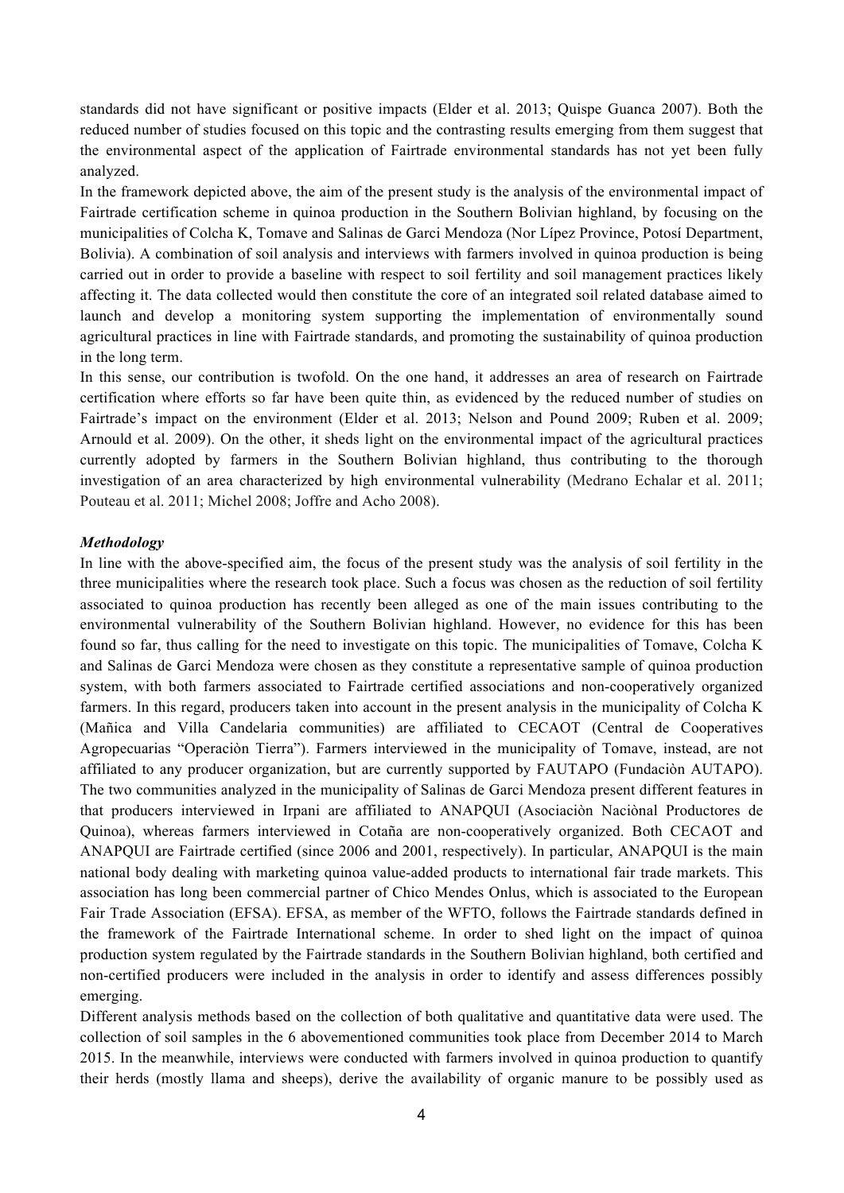standards did not have significant or positive impacts (Elder et al. 2013; Quispe Guanca 2007). Both the reduced number of studies focused on this topic and the contrasting results emerging from them suggest that the environmental aspect of the application of Fairtrade environmental standards has not yet been fully analyzed.

In the framework depicted above, the aim of the present study is the analysis of the environmental impact of Fairtrade certification scheme in quinoa production in the Southern Bolivian highland, by focusing on the municipalities of Colcha K, Tomave and Salinas de Garci Mendoza (Nor Lípez Province, Potosí Department, Bolivia). A combination of soil analysis and interviews with farmers involved in quinoa production is being carried out in order to provide a baseline with respect to soil fertility and soil management practices likely affecting it. The data collected would then constitute the core of an integrated soil related database aimed to launch and develop a monitoring system supporting the implementation of environmentally sound agricultural practices in line with Fairtrade standards, and promoting the sustainability of quinoa production in the long term.

In this sense, our contribution is twofold. On the one hand, it addresses an area of research on Fairtrade certification where efforts so far have been quite thin, as evidenced by the reduced number of studies on Fairtrade's impact on the environment (Elder et al. 2013; Nelson and Pound 2009; Ruben et al. 2009; Arnould et al. 2009). On the other, it sheds light on the environmental impact of the agricultural practices currently adopted by farmers in the Southern Bolivian highland, thus contributing to the thorough investigation of an area characterized by high environmental vulnerability (Medrano Echalar et al. 2011; Pouteau et al. 2011; Michel 2008; Joffre and Acho 2008).

### *Methodology*

In line with the above-specified aim, the focus of the present study was the analysis of soil fertility in the three municipalities where the research took place. Such a focus was chosen as the reduction of soil fertility associated to quinoa production has recently been alleged as one of the main issues contributing to the environmental vulnerability of the Southern Bolivian highland. However, no evidence for this has been found so far, thus calling for the need to investigate on this topic. The municipalities of Tomave, Colcha K and Salinas de Garci Mendoza were chosen as they constitute a representative sample of quinoa production system, with both farmers associated to Fairtrade certified associations and non-cooperatively organized farmers. In this regard, producers taken into account in the present analysis in the municipality of Colcha K (Mañica and Villa Candelaria communities) are affiliated to CECAOT (Central de Cooperatives Agropecuarias "Operaciòn Tierra"). Farmers interviewed in the municipality of Tomave, instead, are not affiliated to any producer organization, but are currently supported by FAUTAPO (Fundaciòn AUTAPO). The two communities analyzed in the municipality of Salinas de Garci Mendoza present different features in that producers interviewed in Irpani are affiliated to ANAPQUI (Asociaciòn Naciònal Productores de Quinoa), whereas farmers interviewed in Cotaña are non-cooperatively organized. Both CECAOT and ANAPQUI are Fairtrade certified (since 2006 and 2001, respectively). In particular, ANAPQUI is the main national body dealing with marketing quinoa value-added products to international fair trade markets. This association has long been commercial partner of Chico Mendes Onlus, which is associated to the European Fair Trade Association (EFSA). EFSA, as member of the WFTO, follows the Fairtrade standards defined in the framework of the Fairtrade International scheme. In order to shed light on the impact of quinoa production system regulated by the Fairtrade standards in the Southern Bolivian highland, both certified and non-certified producers were included in the analysis in order to identify and assess differences possibly emerging.

Different analysis methods based on the collection of both qualitative and quantitative data were used. The collection of soil samples in the 6 abovementioned communities took place from December 2014 to March 2015. In the meanwhile, interviews were conducted with farmers involved in quinoa production to quantify their herds (mostly llama and sheeps), derive the availability of organic manure to be possibly used as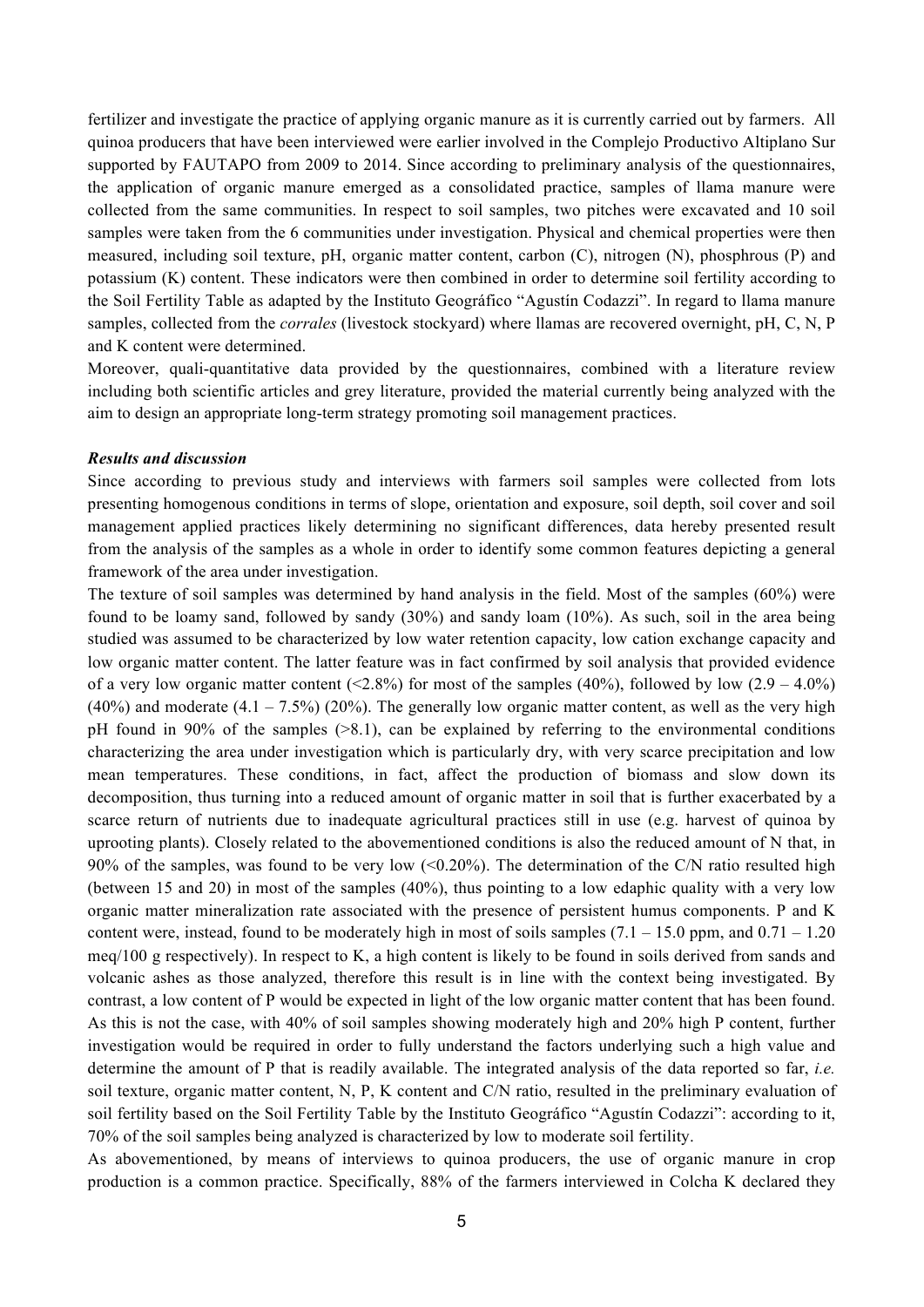fertilizer and investigate the practice of applying organic manure as it is currently carried out by farmers. All quinoa producers that have been interviewed were earlier involved in the Complejo Productivo Altiplano Sur supported by FAUTAPO from 2009 to 2014. Since according to preliminary analysis of the questionnaires, the application of organic manure emerged as a consolidated practice, samples of llama manure were collected from the same communities. In respect to soil samples, two pitches were excavated and 10 soil samples were taken from the 6 communities under investigation. Physical and chemical properties were then measured, including soil texture, pH, organic matter content, carbon (C), nitrogen (N), phosphrous (P) and potassium (K) content. These indicators were then combined in order to determine soil fertility according to the Soil Fertility Table as adapted by the Instituto Geográfico "Agustín Codazzi". In regard to llama manure samples, collected from the *corrales* (livestock stockyard) where llamas are recovered overnight, pH, C, N, P and K content were determined.

Moreover, quali-quantitative data provided by the questionnaires, combined with a literature review including both scientific articles and grey literature, provided the material currently being analyzed with the aim to design an appropriate long-term strategy promoting soil management practices.

### *Results and discussion*

Since according to previous study and interviews with farmers soil samples were collected from lots presenting homogenous conditions in terms of slope, orientation and exposure, soil depth, soil cover and soil management applied practices likely determining no significant differences, data hereby presented result from the analysis of the samples as a whole in order to identify some common features depicting a general framework of the area under investigation.

The texture of soil samples was determined by hand analysis in the field. Most of the samples (60%) were found to be loamy sand, followed by sandy (30%) and sandy loam (10%). As such, soil in the area being studied was assumed to be characterized by low water retention capacity, low cation exchange capacity and low organic matter content. The latter feature was in fact confirmed by soil analysis that provided evidence of a very low organic matter content (<2.8%) for most of the samples (40%), followed by low (2.9 – 4.0%) (40%) and moderate (4.1 – 7.5%) (20%). The generally low organic matter content, as well as the very high pH found in 90% of the samples (>8.1), can be explained by referring to the environmental conditions characterizing the area under investigation which is particularly dry, with very scarce precipitation and low mean temperatures. These conditions, in fact, affect the production of biomass and slow down its decomposition, thus turning into a reduced amount of organic matter in soil that is further exacerbated by a scarce return of nutrients due to inadequate agricultural practices still in use (e.g. harvest of quinoa by uprooting plants). Closely related to the abovementioned conditions is also the reduced amount of N that, in 90% of the samples, was found to be very low (<0.20%). The determination of the C/N ratio resulted high (between 15 and 20) in most of the samples (40%), thus pointing to a low edaphic quality with a very low organic matter mineralization rate associated with the presence of persistent humus components. P and K content were, instead, found to be moderately high in most of soils samples (7.1 – 15.0 ppm, and 0.71 – 1.20 meq/100 g respectively). In respect to K, a high content is likely to be found in soils derived from sands and volcanic ashes as those analyzed, therefore this result is in line with the context being investigated. By contrast, a low content of P would be expected in light of the low organic matter content that has been found. As this is not the case, with 40% of soil samples showing moderately high and 20% high P content, further investigation would be required in order to fully understand the factors underlying such a high value and determine the amount of P that is readily available. The integrated analysis of the data reported so far, *i.e.* soil texture, organic matter content, N, P, K content and C/N ratio, resulted in the preliminary evaluation of soil fertility based on the Soil Fertility Table by the Instituto Geográfico "Agustín Codazzi": according to it, 70% of the soil samples being analyzed is characterized by low to moderate soil fertility.

As abovementioned, by means of interviews to quinoa producers, the use of organic manure in crop production is a common practice. Specifically, 88% of the farmers interviewed in Colcha K declared they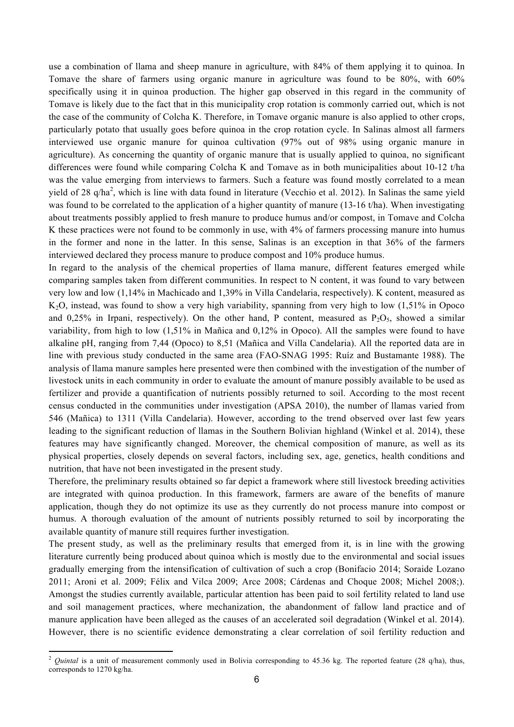use a combination of llama and sheep manure in agriculture, with 84% of them applying it to quinoa. In Tomave the share of farmers using organic manure in agriculture was found to be 80%, with 60% specifically using it in quinoa production. The higher gap observed in this regard in the community of Tomave is likely due to the fact that in this municipality crop rotation is commonly carried out, which is not the case of the community of Colcha K. Therefore, in Tomave organic manure is also applied to other crops, particularly potato that usually goes before quinoa in the crop rotation cycle. In Salinas almost all farmers interviewed use organic manure for quinoa cultivation (97% out of 98% using organic manure in agriculture). As concerning the quantity of organic manure that is usually applied to quinoa, no significant differences were found while comparing Colcha K and Tomave as in both municipalities about 10-12 t/ha was the value emerging from interviews to farmers. Such a feature was found mostly correlated to a mean yield of 28 q/ha[2], which is line with data found in literature (Vecchio et al. 2012). In Salinas the same yield was found to be correlated to the application of a higher quantity of manure (13-16 t/ha). When investigating about treatments possibly applied to fresh manure to produce humus and/or compost, in Tomave and Colcha K these practices were not found to be commonly in use, with 4% of farmers processing manure into humus in the former and none in the latter. In this sense, Salinas is an exception in that 36% of the farmers interviewed declared they process manure to produce compost and 10% produce humus.

In regard to the analysis of the chemical properties of llama manure, different features emerged while comparing samples taken from different communities. In respect to N content, it was found to vary between very low and low (1,14% in Machicado and 1,39% in Villa Candelaria, respectively). K content, measured as $K_2O$, instead, was found to show a very high variability, spanning from very high to low (1,51% in Opoco and 0,25% in Irpani, respectively). On the other hand, P content, measured as $P_2O_5$, showed a similar variability, from high to low (1,51% in Mañica and 0,12% in Opoco). All the samples were found to have alkaline pH, ranging from 7,44 (Opoco) to 8,51 (Mañica and Villa Candelaria). All the reported data are in line with previous study conducted in the same area (FAO-SNAG 1995: Ruíz and Bustamante 1988). The analysis of llama manure samples here presented were then combined with the investigation of the number of livestock units in each community in order to evaluate the amount of manure possibly available to be used as fertilizer and provide a quantification of nutrients possibly returned to soil. According to the most recent census conducted in the communities under investigation (APSA 2010), the number of llamas varied from 546 (Mañica) to 1311 (Villa Candelaria). However, according to the trend observed over last few years leading to the significant reduction of llamas in the Southern Bolivian highland (Winkel et al. 2014), these features may have significantly changed. Moreover, the chemical composition of manure, as well as its physical properties, closely depends on several factors, including sex, age, genetics, health conditions and nutrition, that have not been investigated in the present study.

Therefore, the preliminary results obtained so far depict a framework where still livestock breeding activities are integrated with quinoa production. In this framework, farmers are aware of the benefits of manure application, though they do not optimize its use as they currently do not process manure into compost or humus. A thorough evaluation of the amount of nutrients possibly returned to soil by incorporating the available quantity of manure still requires further investigation.

The present study, as well as the preliminary results that emerged from it, is in line with the growing literature currently being produced about quinoa which is mostly due to the environmental and social issues gradually emerging from the intensification of cultivation of such a crop (Bonifacio 2014; Soraide Lozano 2011; Aroni et al. 2009; Félix and Vilca 2009; Arce 2008; Cárdenas and Choque 2008; Michel 2008;). Amongst the studies currently available, particular attention has been paid to soil fertility related to land use and soil management practices, where mechanization, the abandonment of fallow land practice and of manure application have been alleged as the causes of an accelerated soil degradation (Winkel et al. 2014). However, there is no scientific evidence demonstrating a clear correlation of soil fertility reduction and

---

[2] *Quintal* is a unit of measurement commonly used in Bolivia corresponding to 45.36 kg. The reported feature (28 q/ha), thus, corresponds to 1270 kg/ha.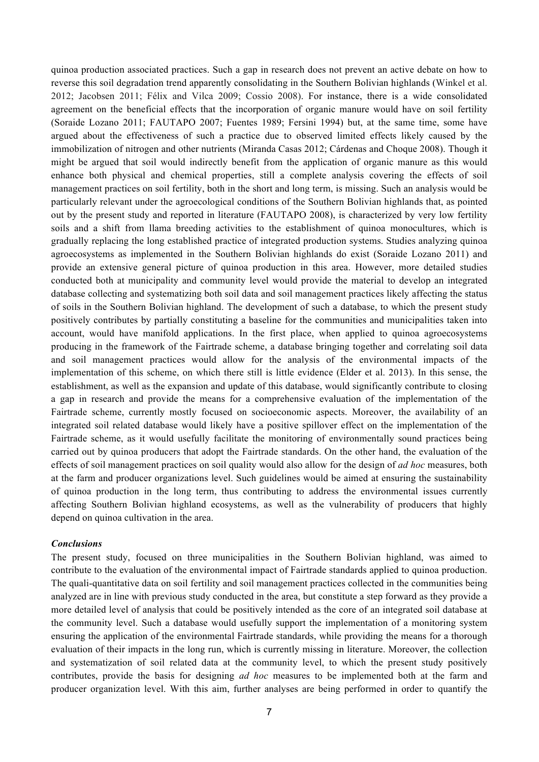quinoa production associated practices. Such a gap in research does not prevent an active debate on how to reverse this soil degradation trend apparently consolidating in the Southern Bolivian highlands (Winkel et al. 2012; Jacobsen 2011; Félix and Vilca 2009; Cossio 2008). For instance, there is a wide consolidated agreement on the beneficial effects that the incorporation of organic manure would have on soil fertility (Soraide Lozano 2011; FAUTAPO 2007; Fuentes 1989; Fersini 1994) but, at the same time, some have argued about the effectiveness of such a practice due to observed limited effects likely caused by the immobilization of nitrogen and other nutrients (Miranda Casas 2012; Cárdenas and Choque 2008). Though it might be argued that soil would indirectly benefit from the application of organic manure as this would enhance both physical and chemical properties, still a complete analysis covering the effects of soil management practices on soil fertility, both in the short and long term, is missing. Such an analysis would be particularly relevant under the agroecological conditions of the Southern Bolivian highlands that, as pointed out by the present study and reported in literature (FAUTAPO 2008), is characterized by very low fertility soils and a shift from llama breeding activities to the establishment of quinoa monocultures, which is gradually replacing the long established practice of integrated production systems. Studies analyzing quinoa agroecosystems as implemented in the Southern Bolivian highlands do exist (Soraide Lozano 2011) and provide an extensive general picture of quinoa production in this area. However, more detailed studies conducted both at municipality and community level would provide the material to develop an integrated database collecting and systematizing both soil data and soil management practices likely affecting the status of soils in the Southern Bolivian highland. The development of such a database, to which the present study positively contributes by partially constituting a baseline for the communities and municipalities taken into account, would have manifold applications. In the first place, when applied to quinoa agroecosystems producing in the framework of the Fairtrade scheme, a database bringing together and correlating soil data and soil management practices would allow for the analysis of the environmental impacts of the implementation of this scheme, on which there still is little evidence (Elder et al. 2013). In this sense, the establishment, as well as the expansion and update of this database, would significantly contribute to closing a gap in research and provide the means for a comprehensive evaluation of the implementation of the Fairtrade scheme, currently mostly focused on socioeconomic aspects. Moreover, the availability of an integrated soil related database would likely have a positive spillover effect on the implementation of the Fairtrade scheme, as it would usefully facilitate the monitoring of environmentally sound practices being carried out by quinoa producers that adopt the Fairtrade standards. On the other hand, the evaluation of the effects of soil management practices on soil quality would also allow for the design of *ad hoc* measures, both at the farm and producer organizations level. Such guidelines would be aimed at ensuring the sustainability of quinoa production in the long term, thus contributing to address the environmental issues currently affecting Southern Bolivian highland ecosystems, as well as the vulnerability of producers that highly depend on quinoa cultivation in the area.

### *Conclusions*

The present study, focused on three municipalities in the Southern Bolivian highland, was aimed to contribute to the evaluation of the environmental impact of Fairtrade standards applied to quinoa production. The quali-quantitative data on soil fertility and soil management practices collected in the communities being analyzed are in line with previous study conducted in the area, but constitute a step forward as they provide a more detailed level of analysis that could be positively intended as the core of an integrated soil database at the community level. Such a database would usefully support the implementation of a monitoring system ensuring the application of the environmental Fairtrade standards, while providing the means for a thorough evaluation of their impacts in the long run, which is currently missing in literature. Moreover, the collection and systematization of soil related data at the community level, to which the present study positively contributes, provide the basis for designing *ad hoc* measures to be implemented both at the farm and producer organization level. With this aim, further analyses are being performed in order to quantify the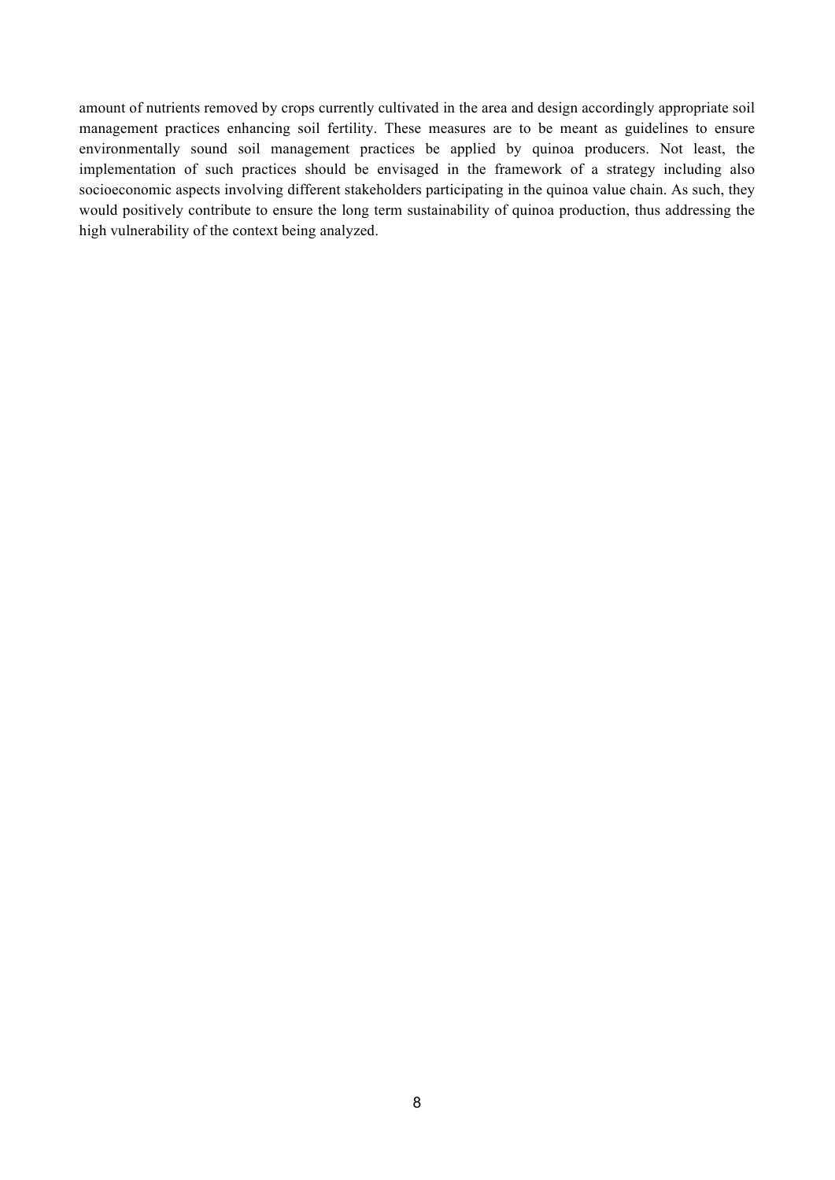amount of nutrients removed by crops currently cultivated in the area and design accordingly appropriate soil management practices enhancing soil fertility. These measures are to be meant as guidelines to ensure environmentally sound soil management practices be applied by quinoa producers. Not least, the implementation of such practices should be envisaged in the framework of a strategy including also socioeconomic aspects involving different stakeholders participating in the quinoa value chain. As such, they would positively contribute to ensure the long term sustainability of quinoa production, thus addressing the high vulnerability of the context being analyzed.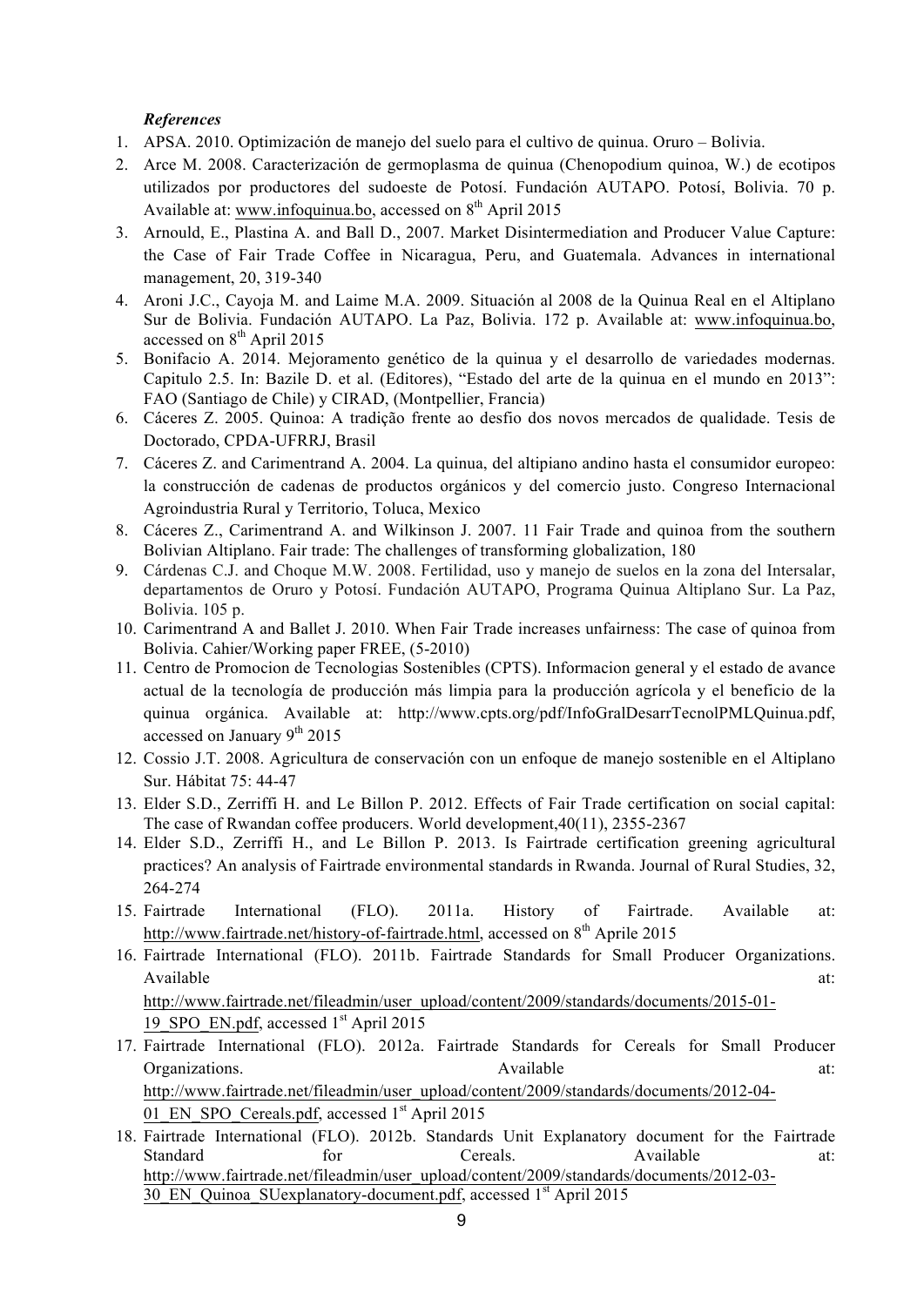***References***

1. APSA. 2010. Optimización de manejo del suelo para el cultivo de quinua. Oruro – Bolivia.
2. Arce M. 2008. Caracterización de germoplasma de quinua (Chenopodium quinoa, W.) de ecotipos utilizados por productores del sudoeste de Potosí. Fundación AUTAPO. Potosí, Bolivia. 70 p. Available at: www.infoquinua.bo, accessed on 8th April 2015
3. Arnould, E., Plastina A. and Ball D., 2007. Market Disintermediation and Producer Value Capture: the Case of Fair Trade Coffee in Nicaragua, Peru, and Guatemala. Advances in international management, 20, 319-340
4. Aroni J.C., Cayoja M. and Laime M.A. 2009. Situación al 2008 de la Quinua Real en el Altiplano Sur de Bolivia. Fundación AUTAPO. La Paz, Bolivia. 172 p. Available at: www.infoquinua.bo, accessed on 8th April 2015
5. Bonifacio A. 2014. Mejoramento genético de la quinua y el desarrollo de variedades modernas. Capitulo 2.5. In: Bazile D. et al. (Editores), "Estado del arte de la quinua en el mundo en 2013": FAO (Santiago de Chile) y CIRAD, (Montpellier, Francia)
6. Cáceres Z. 2005. Quinoa: A tradição frente ao desfio dos novos mercados de qualidade. Tesis de Doctorado, CPDA-UFRRJ, Brasil
7. Cáceres Z. and Carimentrand A. 2004. La quinua, del altipiano andino hasta el consumidor europeo: la construcción de cadenas de productos orgánicos y del comercio justo. Congreso Internacional Agroindustria Rural y Territorio, Toluca, Mexico
8. Cáceres Z., Carimentrand A. and Wilkinson J. 2007. 11 Fair Trade and quinoa from the southern Bolivian Altiplano. Fair trade: The challenges of transforming globalization, 180
9. Cárdenas C.J. and Choque M.W. 2008. Fertilidad, uso y manejo de suelos en la zona del Intersalar, departamentos de Oruro y Potosí. Fundación AUTAPO, Programa Quinua Altiplano Sur. La Paz, Bolivia. 105 p.
10. Carimentrand A and Ballet J. 2010. When Fair Trade increases unfairness: The case of quinoa from Bolivia. Cahier/Working paper FREE, (5-2010)
11. Centro de Promocion de Tecnologias Sostenibles (CPTS). Informacion general y el estado de avance actual de la tecnología de producción más limpia para la producción agrícola y el beneficio de la quinua orgánica. Available at: http://www.cpts.org/pdf/InfoGralDesarrTecnolPMLQuinua.pdf, accessed on January 9th 2015
12. Cossio J.T. 2008. Agricultura de conservación con un enfoque de manejo sostenible en el Altiplano Sur. Hábitat 75: 44-47
13. Elder S.D., Zerriffi H. and Le Billon P. 2012. Effects of Fair Trade certification on social capital: The case of Rwandan coffee producers. World development,40(11), 2355-2367
14. Elder S.D., Zerriffi H., and Le Billon P. 2013. Is Fairtrade certification greening agricultural practices? An analysis of Fairtrade environmental standards in Rwanda. Journal of Rural Studies, 32, 264-274
15. Fairtrade International (FLO). 2011a. History of Fairtrade. Available at: http://www.fairtrade.net/history-of-fairtrade.html, accessed on 8th Aprile 2015
16. Fairtrade International (FLO). 2011b. Fairtrade Standards for Small Producer Organizations. Available at: http://www.fairtrade.net/fileadmin/user_upload/content/2009/standards/documents/2015-01-19_SPO_EN.pdf, accessed 1st April 2015
17. Fairtrade International (FLO). 2012a. Fairtrade Standards for Cereals for Small Producer Organizations. Available at: http://www.fairtrade.net/fileadmin/user_upload/content/2009/standards/documents/2012-04-01_EN_SPO_Cereals.pdf, accessed 1st April 2015
18. Fairtrade International (FLO). 2012b. Standards Unit Explanatory document for the Fairtrade Standard for Cereals. Available at: http://www.fairtrade.net/fileadmin/user_upload/content/2009/standards/documents/2012-03-30_EN_Quinoa_SUexplanatory-document.pdf, accessed 1st April 2015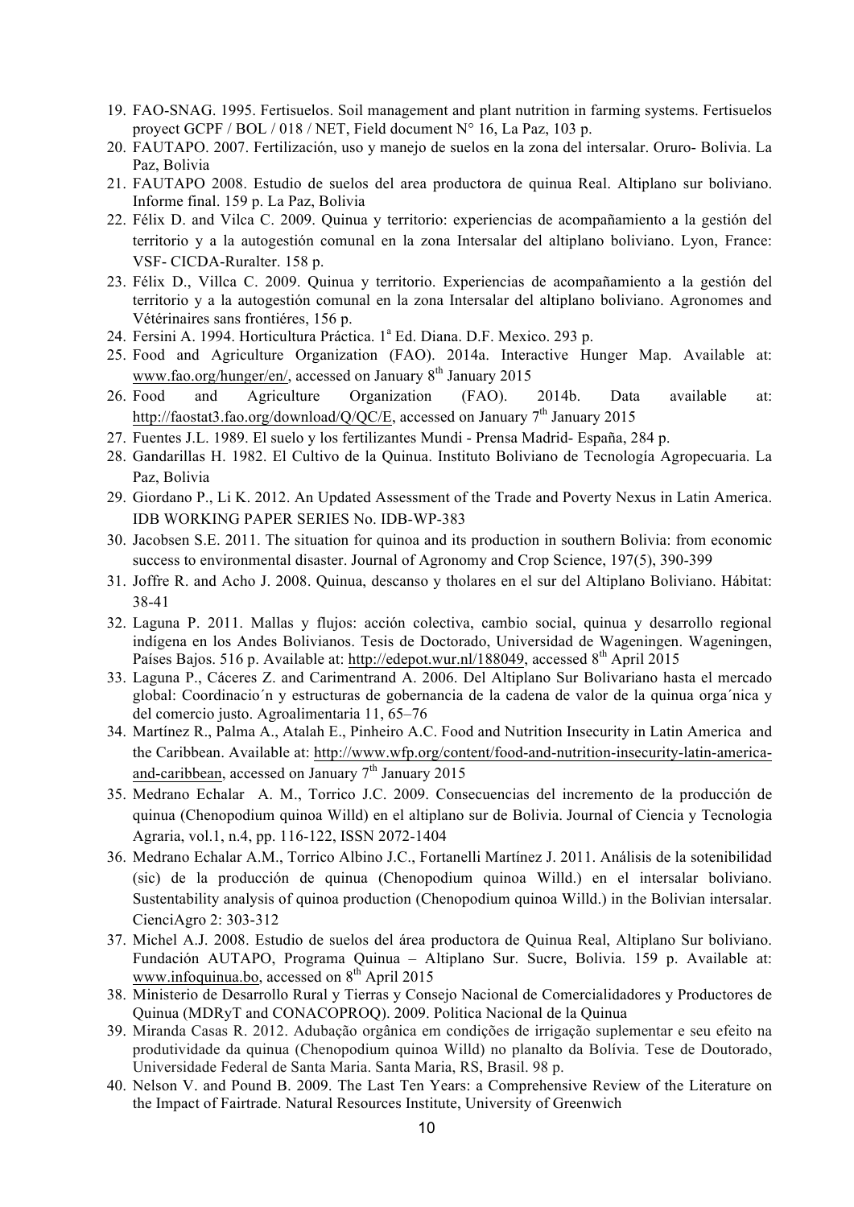19. FAO-SNAG. 1995. Fertisuelos. Soil management and plant nutrition in farming systems. Fertisuelos proyect GCPF / BOL / 018 / NET, Field document N° 16, La Paz, 103 p.
20. FAUTAPO. 2007. Fertilización, uso y manejo de suelos en la zona del intersalar. Oruro- Bolivia. La Paz, Bolivia
21. FAUTAPO 2008. Estudio de suelos del area productora de quinua Real. Altiplano sur boliviano. Informe final. 159 p. La Paz, Bolivia
22. Félix D. and Vilca C. 2009. Quinua y territorio: experiencias de acompañamiento a la gestión del territorio y a la autogestión comunal en la zona Intersalar del altiplano boliviano. Lyon, France: VSF- CICDA-Ruralter. 158 p.
23. Félix D., Villca C. 2009. Quinua y territorio. Experiencias de acompañamiento a la gestión del territorio y a la autogestión comunal en la zona Intersalar del altiplano boliviano. Agronomes and Vétérinaires sans frontiéres, 156 p.
24. Fersini A. 1994. Horticultura Práctica. 1ª Ed. Diana. D.F. Mexico. 293 p.
25. Food and Agriculture Organization (FAO). 2014a. Interactive Hunger Map. Available at: www.fao.org/hunger/en/, accessed on January 8th January 2015
26. Food and Agriculture Organization (FAO). 2014b. Data available at: http://faostat3.fao.org/download/Q/QC/E, accessed on January 7th January 2015
27. Fuentes J.L. 1989. El suelo y los fertilizantes Mundi - Prensa Madrid- España, 284 p.
28. Gandarillas H. 1982. El Cultivo de la Quinua. Instituto Boliviano de Tecnología Agropecuaria. La Paz, Bolivia
29. Giordano P., Li K. 2012. An Updated Assessment of the Trade and Poverty Nexus in Latin America. IDB WORKING PAPER SERIES No. IDB-WP-383
30. Jacobsen S.E. 2011. The situation for quinoa and its production in southern Bolivia: from economic success to environmental disaster. Journal of Agronomy and Crop Science, 197(5), 390-399
31. Joffre R. and Acho J. 2008. Quinua, descanso y tholares en el sur del Altiplano Boliviano. Hábitat: 38-41
32. Laguna P. 2011. Mallas y flujos: acción colectiva, cambio social, quinua y desarrollo regional indígena en los Andes Bolivianos. Tesis de Doctorado, Universidad de Wageningen. Wageningen, Países Bajos. 516 p. Available at: http://edepot.wur.nl/188049, accessed 8th April 2015
33. Laguna P., Cáceres Z. and Carimentrand A. 2006. Del Altiplano Sur Bolivariano hasta el mercado global: Coordinacio´n y estructuras de gobernancia de la cadena de valor de la quinua orga´nica y del comercio justo. Agroalimentaria 11, 65–76
34. Martínez R., Palma A., Atalah E., Pinheiro A.C. Food and Nutrition Insecurity in Latin America and the Caribbean. Available at: http://www.wfp.org/content/food-and-nutrition-insecurity-latin-america-and-caribbean, accessed on January 7th January 2015
35. Medrano Echalar A. M., Torrico J.C. 2009. Consecuencias del incremento de la producción de quinua (Chenopodium quinoa Willd) en el altiplano sur de Bolivia. Journal of Ciencia y Tecnologia Agraria, vol.1, n.4, pp. 116-122, ISSN 2072-1404
36. Medrano Echalar A.M., Torrico Albino J.C., Fortanelli Martínez J. 2011. Análisis de la sotenibilidad (sic) de la producción de quinua (Chenopodium quinoa Willd.) en el intersalar boliviano. Sustentability analysis of quinoa production (Chenopodium quinoa Willd.) in the Bolivian intersalar. CienciAgro 2: 303-312
37. Michel A.J. 2008. Estudio de suelos del área productora de Quinua Real, Altiplano Sur boliviano. Fundación AUTAPO, Programa Quinua – Altiplano Sur. Sucre, Bolivia. 159 p. Available at: www.infoquinua.bo, accessed on 8th April 2015
38. Ministerio de Desarrollo Rural y Tierras y Consejo Nacional de Comercialidadores y Productores de Quinua (MDRyT and CONACOPROQ). 2009. Politica Nacional de la Quinua
39. Miranda Casas R. 2012. Adubação orgânica em condições de irrigação suplementar e seu efeito na produtividade da quinua (Chenopodium quinoa Willd) no planalto da Bolívia. Tese de Doutorado, Universidade Federal de Santa Maria. Santa Maria, RS, Brasil. 98 p.
40. Nelson V. and Pound B. 2009. The Last Ten Years: a Comprehensive Review of the Literature on the Impact of Fairtrade. Natural Resources Institute, University of Greenwich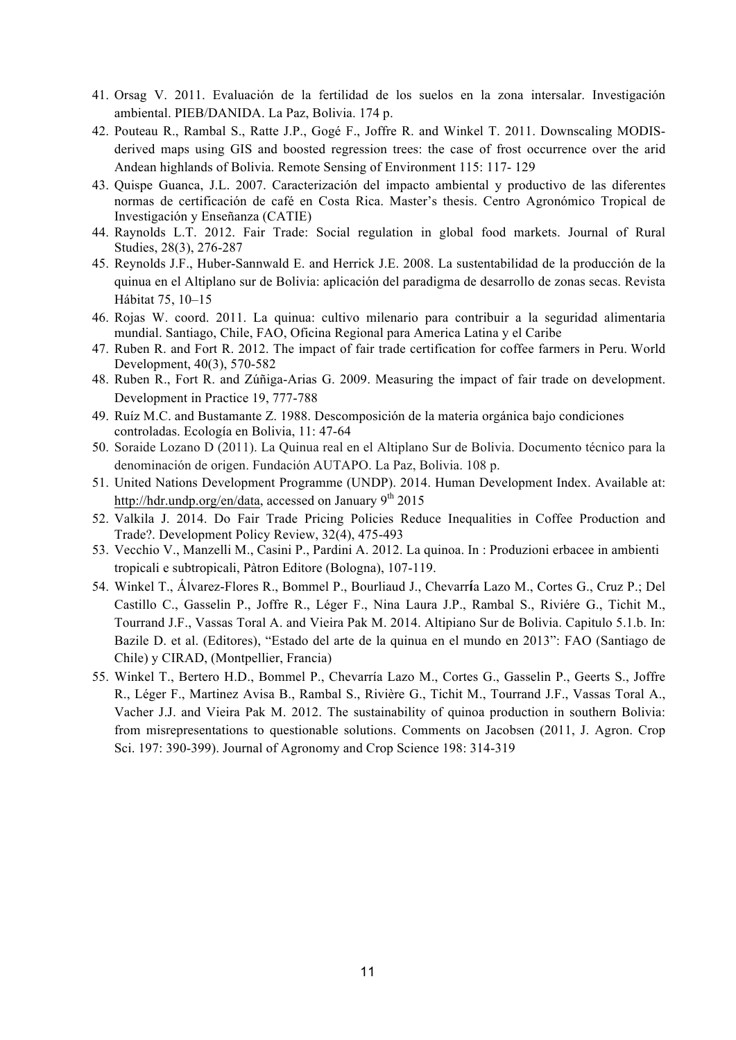41. Orsag V. 2011. Evaluación de la fertilidad de los suelos en la zona intersalar. Investigación ambiental. PIEB/DANIDA. La Paz, Bolivia. 174 p.
42. Pouteau R., Rambal S., Ratte J.P., Gogé F., Joffre R. and Winkel T. 2011. Downscaling MODIS-derived maps using GIS and boosted regression trees: the case of frost occurrence over the arid Andean highlands of Bolivia. Remote Sensing of Environment 115: 117- 129
43. Quispe Guanca, J.L. 2007. Caracterización del impacto ambiental y productivo de las diferentes normas de certificación de café en Costa Rica. Master's thesis. Centro Agronómico Tropical de Investigación y Enseñanza (CATIE)
44. Raynolds L.T. 2012. Fair Trade: Social regulation in global food markets. Journal of Rural Studies, 28(3), 276-287
45. Reynolds J.F., Huber-Sannwald E. and Herrick J.E. 2008. La sustentabilidad de la producción de la quinua en el Altiplano sur de Bolivia: aplicación del paradigma de desarrollo de zonas secas. Revista Hábitat 75, 10–15
46. Rojas W. coord. 2011. La quinua: cultivo milenario para contribuir a la seguridad alimentaria mundial. Santiago, Chile, FAO, Oficina Regional para America Latina y el Caribe
47. Ruben R. and Fort R. 2012. The impact of fair trade certification for coffee farmers in Peru. World Development, 40(3), 570-582
48. Ruben R., Fort R. and Zúñiga-Arias G. 2009. Measuring the impact of fair trade on development. Development in Practice 19, 777-788
49. Ruíz M.C. and Bustamante Z. 1988. Descomposición de la materia orgánica bajo condiciones controladas. Ecología en Bolivia, 11: 47-64
50. Soraide Lozano D (2011). La Quinua real en el Altiplano Sur de Bolivia. Documento técnico para la denominación de origen. Fundación AUTAPO. La Paz, Bolivia. 108 p.
51. United Nations Development Programme (UNDP). 2014. Human Development Index. Available at: http://hdr.undp.org/en/data, accessed on January 9th 2015
52. Valkila J. 2014. Do Fair Trade Pricing Policies Reduce Inequalities in Coffee Production and Trade?. Development Policy Review, 32(4), 475-493
53. Vecchio V., Manzelli M., Casini P., Pardini A. 2012. La quinoa. In : Produzioni erbacee in ambienti tropicali e subtropicali, Pàtron Editore (Bologna), 107-119.
54. Winkel T., Álvarez-Flores R., Bommel P., Bourliaud J., Chevarría Lazo M., Cortes G., Cruz P.; Del Castillo C., Gasselin P., Joffre R., Léger F., Nina Laura J.P., Rambal S., Riviére G., Tichit M., Tourrand J.F., Vassas Toral A. and Vieira Pak M. 2014. Altipiano Sur de Bolivia. Capitulo 5.1.b. In: Bazile D. et al. (Editores), "Estado del arte de la quinua en el mundo en 2013": FAO (Santiago de Chile) y CIRAD, (Montpellier, Francia)
55. Winkel T., Bertero H.D., Bommel P., Chevarría Lazo M., Cortes G., Gasselin P., Geerts S., Joffre R., Léger F., Martinez Avisa B., Rambal S., Rivière G., Tichit M., Tourrand J.F., Vassas Toral A., Vacher J.J. and Vieira Pak M. 2012. The sustainability of quinoa production in southern Bolivia: from misrepresentations to questionable solutions. Comments on Jacobsen (2011, J. Agron. Crop Sci. 197: 390-399). Journal of Agronomy and Crop Science 198: 314-319